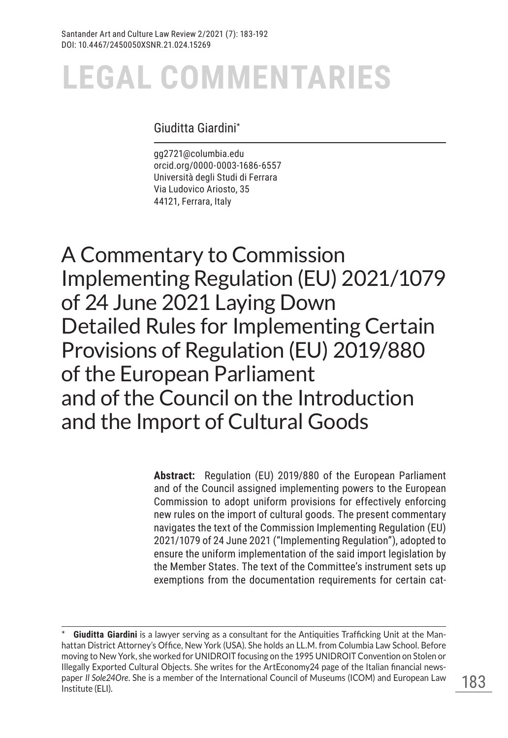# LEGAL COMMENTARIES

Giuditta Giardini*

gg2721@columbia.edu
orcid.org/0000-0003-1686-6557
Università degli Studi di Ferrara
Via Ludovico Ariosto, 35
44121, Ferrara, Italy

# A Commentary to Commission Implementing Regulation (EU) 2021/1079 of 24 June 2021 Laying Down Detailed Rules for Implementing Certain Provisions of Regulation (EU) 2019/880 of the European Parliament and of the Council on the Introduction and the Import of Cultural Goods

**Abstract:** Regulation (EU) 2019/880 of the European Parliament and of the Council assigned implementing powers to the European Commission to adopt uniform provisions for effectively enforcing new rules on the import of cultural goods. The present commentary navigates the text of the Commission Implementing Regulation (EU) 2021/1079 of 24 June 2021 ("Implementing Regulation"), adopted to ensure the uniform implementation of the said import legislation by the Member States. The text of the Committee's instrument sets up exemptions from the documentation requirements for certain cat-

---

\* **Giuditta Giardini** is a lawyer serving as a consultant for the Antiquities Trafficking Unit at the Manhattan District Attorney's Office, New York (USA). She holds an LL.M. from Columbia Law School. Before moving to New York, she worked for UNIDROIT focusing on the 1995 UNIDROIT Convention on Stolen or Illegally Exported Cultural Objects. She writes for the ArtEconomy24 page of the Italian financial newspaper *Il Sole24Ore*. She is a member of the International Council of Museums (ICOM) and European Law Institute (ELI).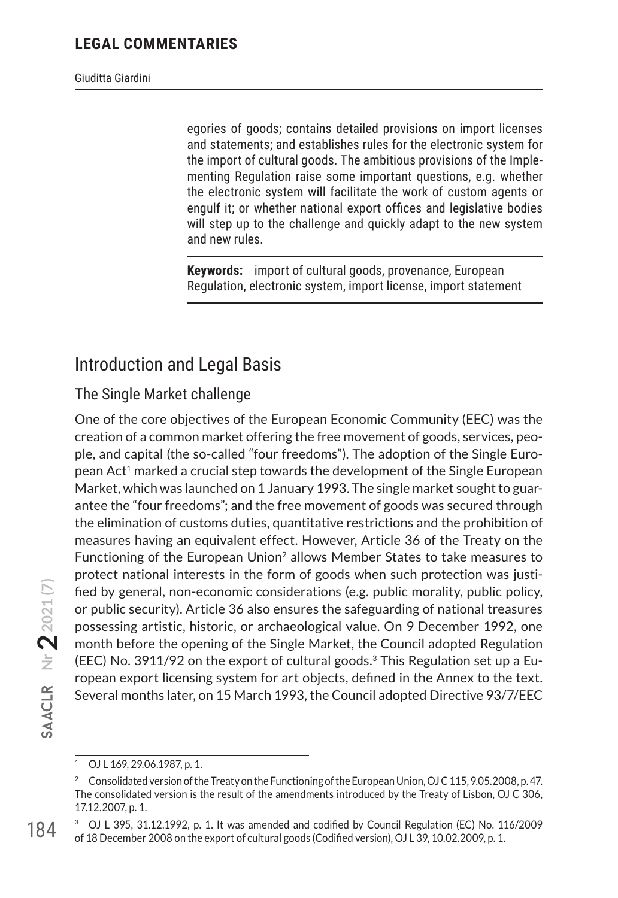egories of goods; contains detailed provisions on import licenses and statements; and establishes rules for the electronic system for the import of cultural goods. The ambitious provisions of the Implementing Regulation raise some important questions, e.g. whether the electronic system will facilitate the work of custom agents or engulf it; or whether national export offices and legislative bodies will step up to the challenge and quickly adapt to the new system and new rules.

**Keywords:** import of cultural goods, provenance, European Regulation, electronic system, import license, import statement

## Introduction and Legal Basis

### The Single Market challenge

One of the core objectives of the European Economic Community (EEC) was the creation of a common market offering the free movement of goods, services, people, and capital (the so-called "four freedoms"). The adoption of the Single European Act[1] marked a crucial step towards the development of the Single European Market, which was launched on 1 January 1993. The single market sought to guarantee the "four freedoms"; and the free movement of goods was secured through the elimination of customs duties, quantitative restrictions and the prohibition of measures having an equivalent effect. However, Article 36 of the Treaty on the Functioning of the European Union[2] allows Member States to take measures to protect national interests in the form of goods when such protection was justified by general, non-economic considerations (e.g. public morality, public policy, or public security). Article 36 also ensures the safeguarding of national treasures possessing artistic, historic, or archaeological value. On 9 December 1992, one month before the opening of the Single Market, the Council adopted Regulation (EEC) No. 3911/92 on the export of cultural goods.[3] This Regulation set up a European export licensing system for art objects, defined in the Annex to the text. Several months later, on 15 March 1993, the Council adopted Directive 93/7/EEC

---

[1] OJ L 169, 29.06.1987, p. 1.

[2] Consolidated version of the Treaty on the Functioning of the European Union, OJ C 115, 9.05.2008, p. 47. The consolidated version is the result of the amendments introduced by the Treaty of Lisbon, OJ C 306, 17.12.2007, p. 1.

[3] OJ L 395, 31.12.1992, p. 1. It was amended and codified by Council Regulation (EC) No. 116/2009 of 18 December 2008 on the export of cultural goods (Codified version), OJ L 39, 10.02.2009, p. 1.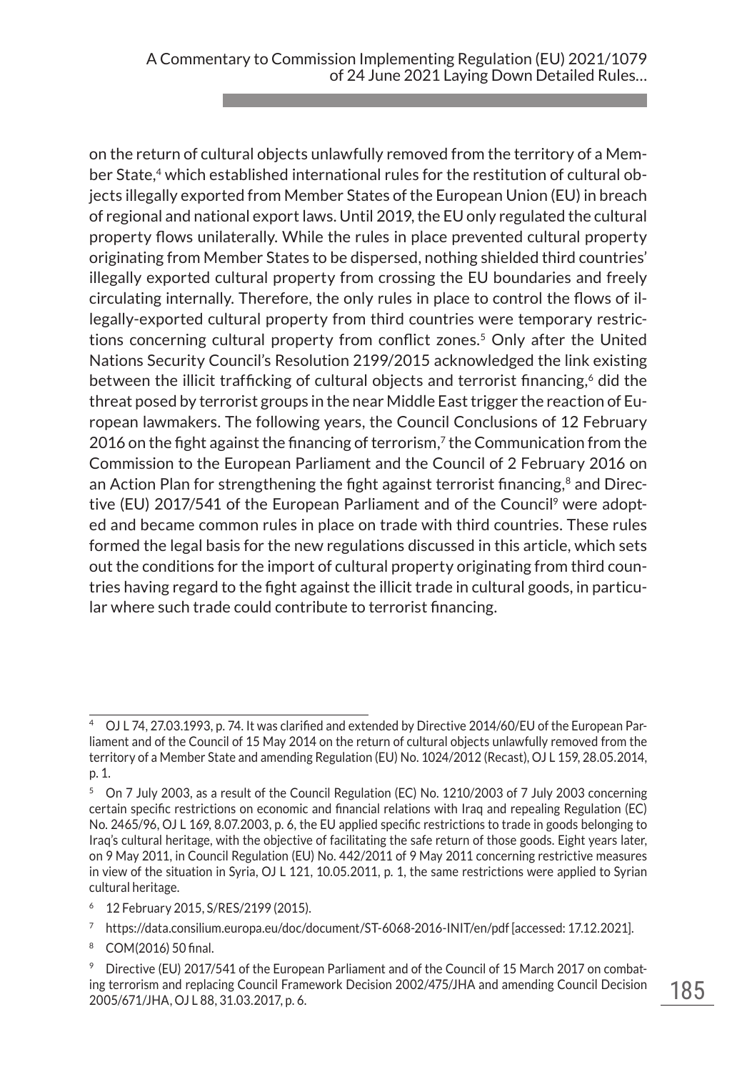on the return of cultural objects unlawfully removed from the territory of a Member State,[4] which established international rules for the restitution of cultural objects illegally exported from Member States of the European Union (EU) in breach of regional and national export laws. Until 2019, the EU only regulated the cultural property flows unilaterally. While the rules in place prevented cultural property originating from Member States to be dispersed, nothing shielded third countries' illegally exported cultural property from crossing the EU boundaries and freely circulating internally. Therefore, the only rules in place to control the flows of illegally-exported cultural property from third countries were temporary restrictions concerning cultural property from conflict zones.[5] Only after the United Nations Security Council's Resolution 2199/2015 acknowledged the link existing between the illicit trafficking of cultural objects and terrorist financing,[6] did the threat posed by terrorist groups in the near Middle East trigger the reaction of European lawmakers. The following years, the Council Conclusions of 12 February 2016 on the fight against the financing of terrorism,[7] the Communication from the Commission to the European Parliament and the Council of 2 February 2016 on an Action Plan for strengthening the fight against terrorist financing,[8] and Directive (EU) 2017/541 of the European Parliament and of the Council[9] were adopted and became common rules in place on trade with third countries. These rules formed the legal basis for the new regulations discussed in this article, which sets out the conditions for the import of cultural property originating from third countries having regard to the fight against the illicit trade in cultural goods, in particular where such trade could contribute to terrorist financing.

---

[4] OJ L 74, 27.03.1993, p. 74. It was clarified and extended by Directive 2014/60/EU of the European Parliament and of the Council of 15 May 2014 on the return of cultural objects unlawfully removed from the territory of a Member State and amending Regulation (EU) No. 1024/2012 (Recast), OJ L 159, 28.05.2014, p. 1.

[5] On 7 July 2003, as a result of the Council Regulation (EC) No. 1210/2003 of 7 July 2003 concerning certain specific restrictions on economic and financial relations with Iraq and repealing Regulation (EC) No. 2465/96, OJ L 169, 8.07.2003, p. 6, the EU applied specific restrictions to trade in goods belonging to Iraq's cultural heritage, with the objective of facilitating the safe return of those goods. Eight years later, on 9 May 2011, in Council Regulation (EU) No. 442/2011 of 9 May 2011 concerning restrictive measures in view of the situation in Syria, OJ L 121, 10.05.2011, p. 1, the same restrictions were applied to Syrian cultural heritage.

[6] 12 February 2015, S/RES/2199 (2015).

[7] https://data.consilium.europa.eu/doc/document/ST-6068-2016-INIT/en/pdf [accessed: 17.12.2021].

[8] COM(2016) 50 final.

[9] Directive (EU) 2017/541 of the European Parliament and of the Council of 15 March 2017 on combating terrorism and replacing Council Framework Decision 2002/475/JHA and amending Council Decision 2005/671/JHA, OJ L 88, 31.03.2017, p. 6.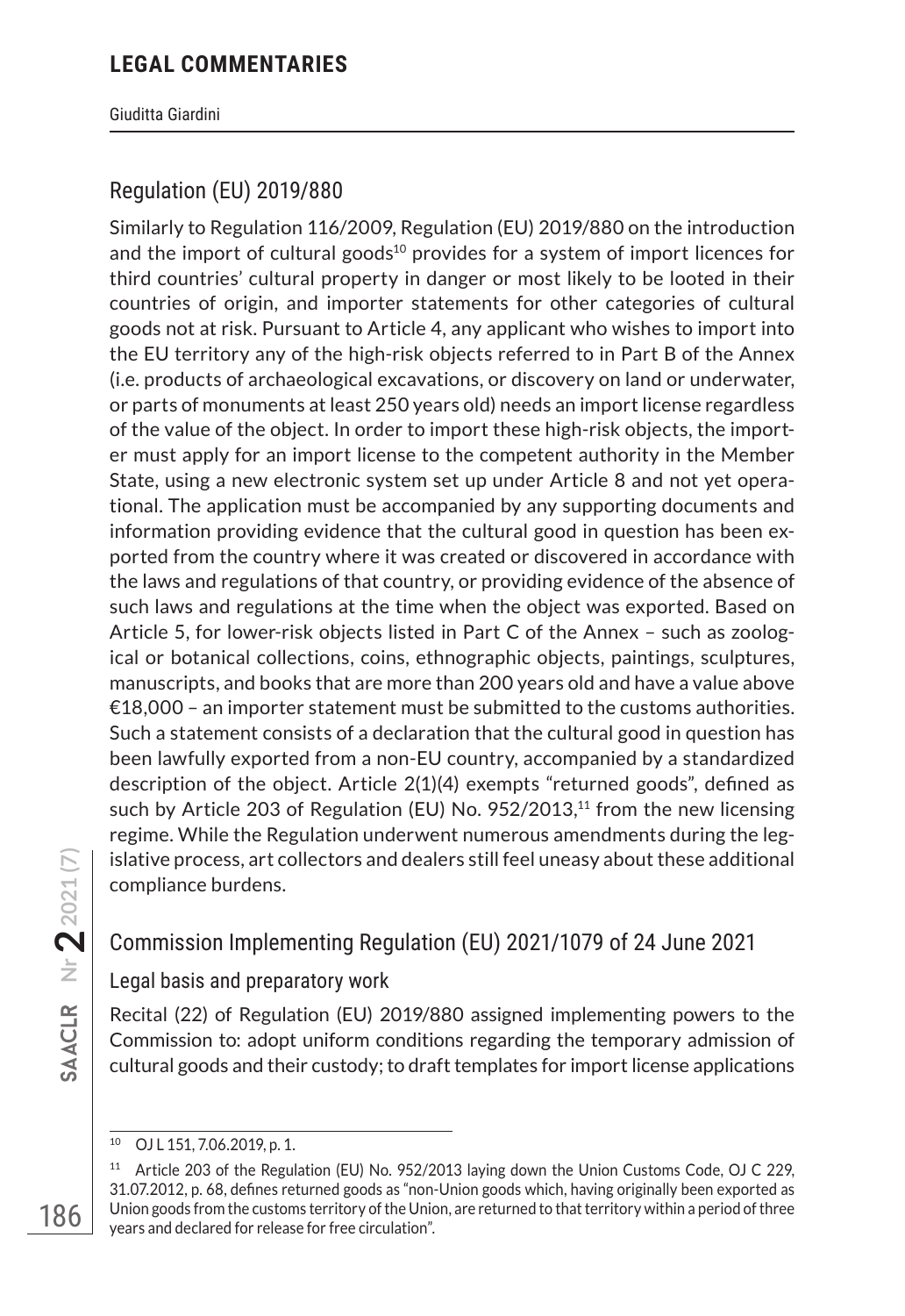## Regulation (EU) 2019/880

Similarly to Regulation 116/2009, Regulation (EU) 2019/880 on the introduction and the import of cultural goods[10] provides for a system of import licences for third countries' cultural property in danger or most likely to be looted in their countries of origin, and importer statements for other categories of cultural goods not at risk. Pursuant to Article 4, any applicant who wishes to import into the EU territory any of the high-risk objects referred to in Part B of the Annex (i.e. products of archaeological excavations, or discovery on land or underwater, or parts of monuments at least 250 years old) needs an import license regardless of the value of the object. In order to import these high-risk objects, the importer must apply for an import license to the competent authority in the Member State, using a new electronic system set up under Article 8 and not yet operational. The application must be accompanied by any supporting documents and information providing evidence that the cultural good in question has been exported from the country where it was created or discovered in accordance with the laws and regulations of that country, or providing evidence of the absence of such laws and regulations at the time when the object was exported. Based on Article 5, for lower-risk objects listed in Part C of the Annex – such as zoological or botanical collections, coins, ethnographic objects, paintings, sculptures, manuscripts, and books that are more than 200 years old and have a value above €18,000 – an importer statement must be submitted to the customs authorities. Such a statement consists of a declaration that the cultural good in question has been lawfully exported from a non-EU country, accompanied by a standardized description of the object. Article 2(1)(4) exempts "returned goods", defined as such by Article 203 of Regulation (EU) No. 952/2013,[11] from the new licensing regime. While the Regulation underwent numerous amendments during the legislative process, art collectors and dealers still feel uneasy about these additional compliance burdens.

## Commission Implementing Regulation (EU) 2021/1079 of 24 June 2021

### Legal basis and preparatory work

Recital (22) of Regulation (EU) 2019/880 assigned implementing powers to the Commission to: adopt uniform conditions regarding the temporary admission of cultural goods and their custody; to draft templates for import license applications

---

[10] OJ L 151, 7.06.2019, p. 1.

[11] Article 203 of the Regulation (EU) No. 952/2013 laying down the Union Customs Code, OJ C 229, 31.07.2012, p. 68, defines returned goods as "non-Union goods which, having originally been exported as Union goods from the customs territory of the Union, are returned to that territory within a period of three years and declared for release for free circulation".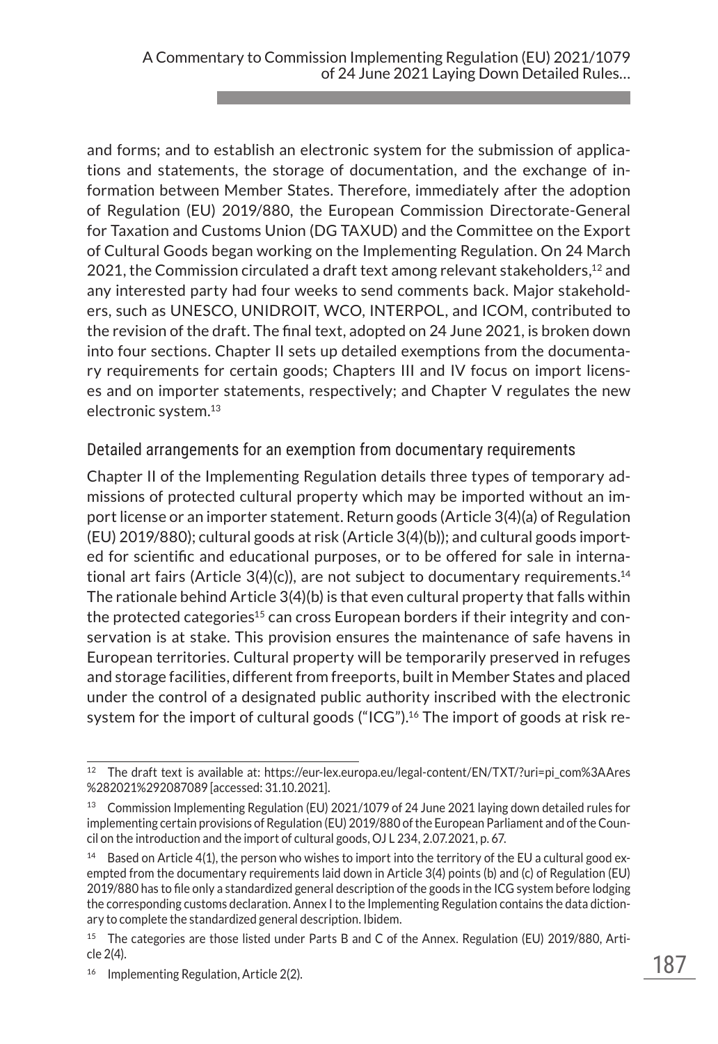and forms; and to establish an electronic system for the submission of applications and statements, the storage of documentation, and the exchange of information between Member States. Therefore, immediately after the adoption of Regulation (EU) 2019/880, the European Commission Directorate-General for Taxation and Customs Union (DG TAXUD) and the Committee on the Export of Cultural Goods began working on the Implementing Regulation. On 24 March 2021, the Commission circulated a draft text among relevant stakeholders,[12] and any interested party had four weeks to send comments back. Major stakeholders, such as UNESCO, UNIDROIT, WCO, INTERPOL, and ICOM, contributed to the revision of the draft. The final text, adopted on 24 June 2021, is broken down into four sections. Chapter II sets up detailed exemptions from the documentary requirements for certain goods; Chapters III and IV focus on import licenses and on importer statements, respectively; and Chapter V regulates the new electronic system.[13]

### Detailed arrangements for an exemption from documentary requirements

Chapter II of the Implementing Regulation details three types of temporary admissions of protected cultural property which may be imported without an import license or an importer statement. Return goods (Article 3(4)(a) of Regulation (EU) 2019/880); cultural goods at risk (Article 3(4)(b)); and cultural goods imported for scientific and educational purposes, or to be offered for sale in international art fairs (Article 3(4)(c)), are not subject to documentary requirements.[14] The rationale behind Article 3(4)(b) is that even cultural property that falls within the protected categories[15] can cross European borders if their integrity and conservation is at stake. This provision ensures the maintenance of safe havens in European territories. Cultural property will be temporarily preserved in refuges and storage facilities, different from freeports, built in Member States and placed under the control of a designated public authority inscribed with the electronic system for the import of cultural goods ("ICG").[16] The import of goods at risk re-

---

[12] The draft text is available at: https://eur-lex.europa.eu/legal-content/EN/TXT/?uri=pi_com%3AAres%282021%292087089 [accessed: 31.10.2021].

[13] Commission Implementing Regulation (EU) 2021/1079 of 24 June 2021 laying down detailed rules for implementing certain provisions of Regulation (EU) 2019/880 of the European Parliament and of the Council on the introduction and the import of cultural goods, OJ L 234, 2.07.2021, p. 67.

[14] Based on Article 4(1), the person who wishes to import into the territory of the EU a cultural good exempted from the documentary requirements laid down in Article 3(4) points (b) and (c) of Regulation (EU) 2019/880 has to file only a standardized general description of the goods in the ICG system before lodging the corresponding customs declaration. Annex I to the Implementing Regulation contains the data dictionary to complete the standardized general description. Ibidem.

[15] The categories are those listed under Parts B and C of the Annex. Regulation (EU) 2019/880, Article 2(4).

[16] Implementing Regulation, Article 2(2).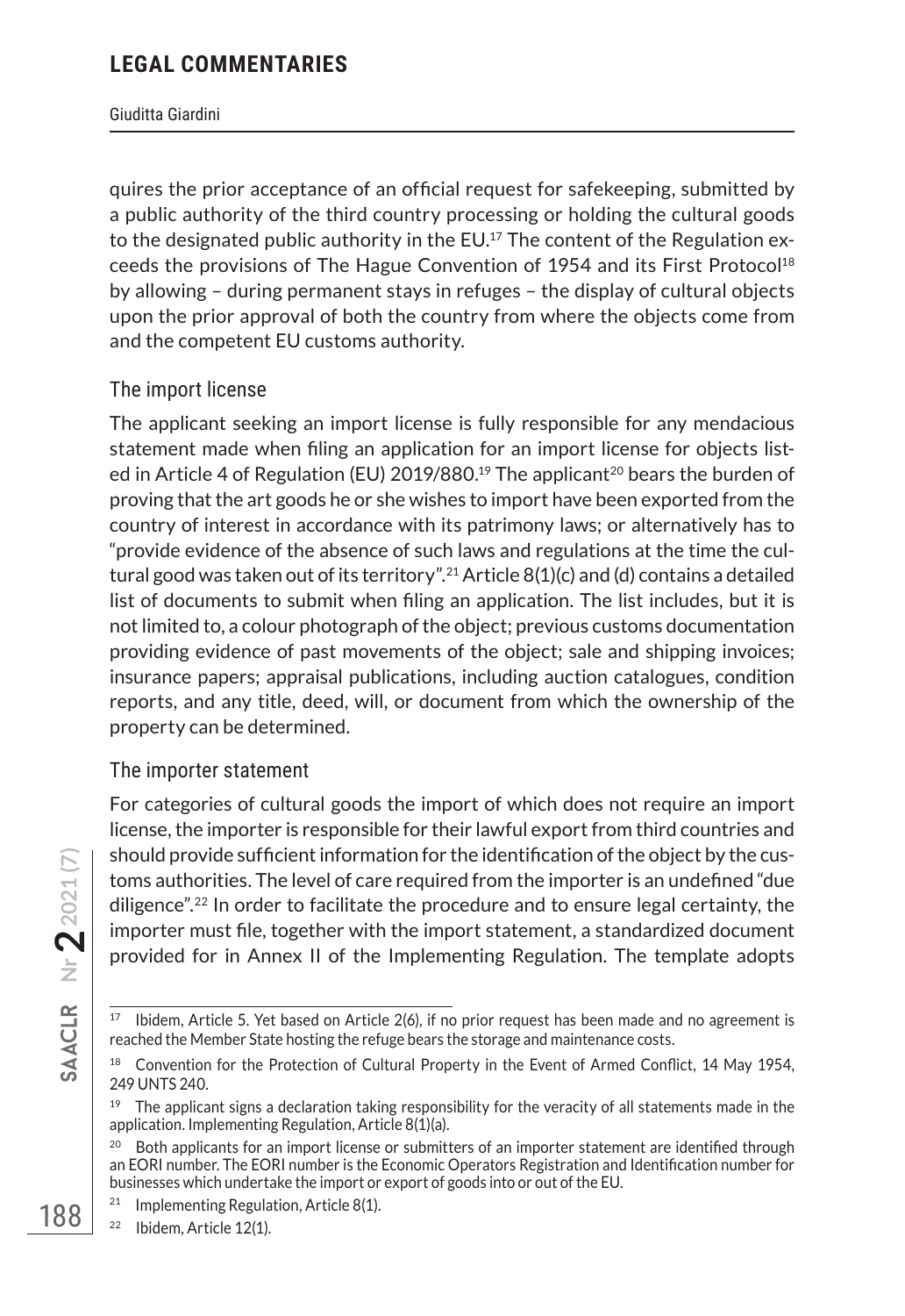quires the prior acceptance of an official request for safekeeping, submitted by a public authority of the third country processing or holding the cultural goods to the designated public authority in the EU.[17] The content of the Regulation exceeds the provisions of The Hague Convention of 1954 and its First Protocol[18] by allowing – during permanent stays in refuges – the display of cultural objects upon the prior approval of both the country from where the objects come from and the competent EU customs authority.

## The import license

The applicant seeking an import license is fully responsible for any mendacious statement made when filing an application for an import license for objects listed in Article 4 of Regulation (EU) 2019/880.[19] The applicant[20] bears the burden of proving that the art goods he or she wishes to import have been exported from the country of interest in accordance with its patrimony laws; or alternatively has to "provide evidence of the absence of such laws and regulations at the time the cultural good was taken out of its territory".[21] Article 8(1)(c) and (d) contains a detailed list of documents to submit when filing an application. The list includes, but it is not limited to, a colour photograph of the object; previous customs documentation providing evidence of past movements of the object; sale and shipping invoices; insurance papers; appraisal publications, including auction catalogues, condition reports, and any title, deed, will, or document from which the ownership of the property can be determined.

## The importer statement

For categories of cultural goods the import of which does not require an import license, the importer is responsible for their lawful export from third countries and should provide sufficient information for the identification of the object by the customs authorities. The level of care required from the importer is an undefined "due diligence".[22] In order to facilitate the procedure and to ensure legal certainty, the importer must file, together with the import statement, a standardized document provided for in Annex II of the Implementing Regulation. The template adopts

---

[17] Ibidem, Article 5. Yet based on Article 2(6), if no prior request has been made and no agreement is reached the Member State hosting the refuge bears the storage and maintenance costs.

[18] Convention for the Protection of Cultural Property in the Event of Armed Conflict, 14 May 1954, 249 UNTS 240.

[19] The applicant signs a declaration taking responsibility for the veracity of all statements made in the application. Implementing Regulation, Article 8(1)(a).

[20] Both applicants for an import license or submitters of an importer statement are identified through an EORI number. The EORI number is the Economic Operators Registration and Identification number for businesses which undertake the import or export of goods into or out of the EU.

[21] Implementing Regulation, Article 8(1).

[22] Ibidem, Article 12(1).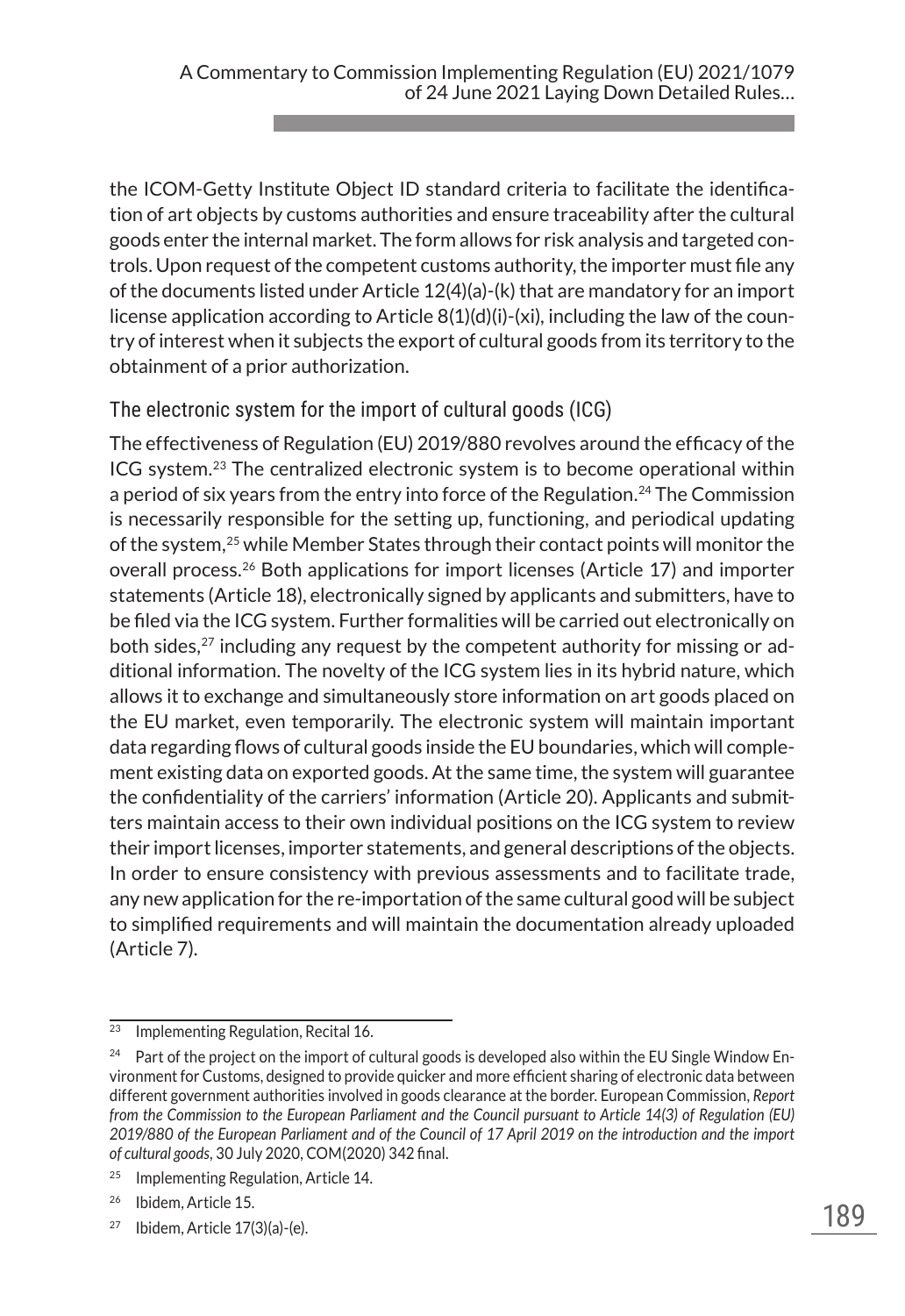the ICOM-Getty Institute Object ID standard criteria to facilitate the identification of art objects by customs authorities and ensure traceability after the cultural goods enter the internal market. The form allows for risk analysis and targeted controls. Upon request of the competent customs authority, the importer must file any of the documents listed under Article 12(4)(a)-(k) that are mandatory for an import license application according to Article 8(1)(d)(i)-(xi), including the law of the country of interest when it subjects the export of cultural goods from its territory to the obtainment of a prior authorization.

## The electronic system for the import of cultural goods (ICG)

The effectiveness of Regulation (EU) 2019/880 revolves around the efficacy of the ICG system.[23] The centralized electronic system is to become operational within a period of six years from the entry into force of the Regulation.[24] The Commission is necessarily responsible for the setting up, functioning, and periodical updating of the system,[25] while Member States through their contact points will monitor the overall process.[26] Both applications for import licenses (Article 17) and importer statements (Article 18), electronically signed by applicants and submitters, have to be filed via the ICG system. Further formalities will be carried out electronically on both sides,[27] including any request by the competent authority for missing or additional information. The novelty of the ICG system lies in its hybrid nature, which allows it to exchange and simultaneously store information on art goods placed on the EU market, even temporarily. The electronic system will maintain important data regarding flows of cultural goods inside the EU boundaries, which will complement existing data on exported goods. At the same time, the system will guarantee the confidentiality of the carriers' information (Article 20). Applicants and submitters maintain access to their own individual positions on the ICG system to review their import licenses, importer statements, and general descriptions of the objects. In order to ensure consistency with previous assessments and to facilitate trade, any new application for the re-importation of the same cultural good will be subject to simplified requirements and will maintain the documentation already uploaded (Article 7).

---

[23] Implementing Regulation, Recital 16.

[24] Part of the project on the import of cultural goods is developed also within the EU Single Window Environment for Customs, designed to provide quicker and more efficient sharing of electronic data between different government authorities involved in goods clearance at the border. European Commission, *Report from the Commission to the European Parliament and the Council pursuant to Article 14(3) of Regulation (EU) 2019/880 of the European Parliament and of the Council of 17 April 2019 on the introduction and the import of cultural goods*, 30 July 2020, COM(2020) 342 final.

[25] Implementing Regulation, Article 14.

[26] Ibidem, Article 15.

[27] Ibidem, Article 17(3)(a)-(e).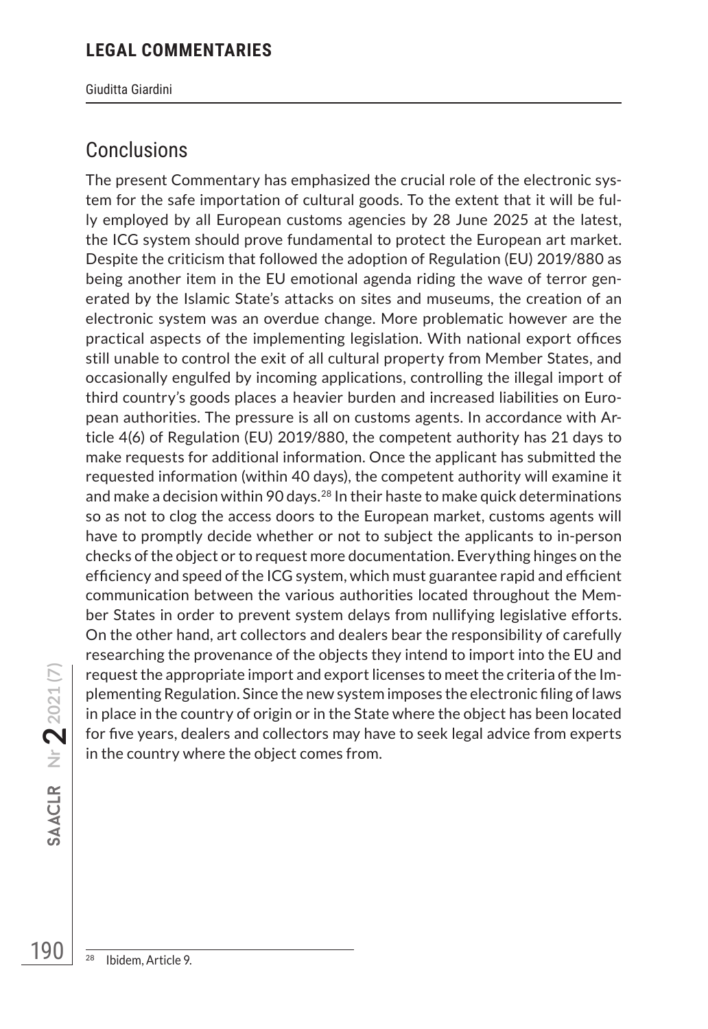## Conclusions

The present Commentary has emphasized the crucial role of the electronic system for the safe importation of cultural goods. To the extent that it will be fully employed by all European customs agencies by 28 June 2025 at the latest, the ICG system should prove fundamental to protect the European art market. Despite the criticism that followed the adoption of Regulation (EU) 2019/880 as being another item in the EU emotional agenda riding the wave of terror generated by the Islamic State's attacks on sites and museums, the creation of an electronic system was an overdue change. More problematic however are the practical aspects of the implementing legislation. With national export offices still unable to control the exit of all cultural property from Member States, and occasionally engulfed by incoming applications, controlling the illegal import of third country's goods places a heavier burden and increased liabilities on European authorities. The pressure is all on customs agents. In accordance with Article 4(6) of Regulation (EU) 2019/880, the competent authority has 21 days to make requests for additional information. Once the applicant has submitted the requested information (within 40 days), the competent authority will examine it and make a decision within 90 days.[28] In their haste to make quick determinations so as not to clog the access doors to the European market, customs agents will have to promptly decide whether or not to subject the applicants to in-person checks of the object or to request more documentation. Everything hinges on the efficiency and speed of the ICG system, which must guarantee rapid and efficient communication between the various authorities located throughout the Member States in order to prevent system delays from nullifying legislative efforts. On the other hand, art collectors and dealers bear the responsibility of carefully researching the provenance of the objects they intend to import into the EU and request the appropriate import and export licenses to meet the criteria of the Implementing Regulation. Since the new system imposes the electronic filing of laws in place in the country of origin or in the State where the object has been located for five years, dealers and collectors may have to seek legal advice from experts in the country where the object comes from.

[28] Ibidem, Article 9.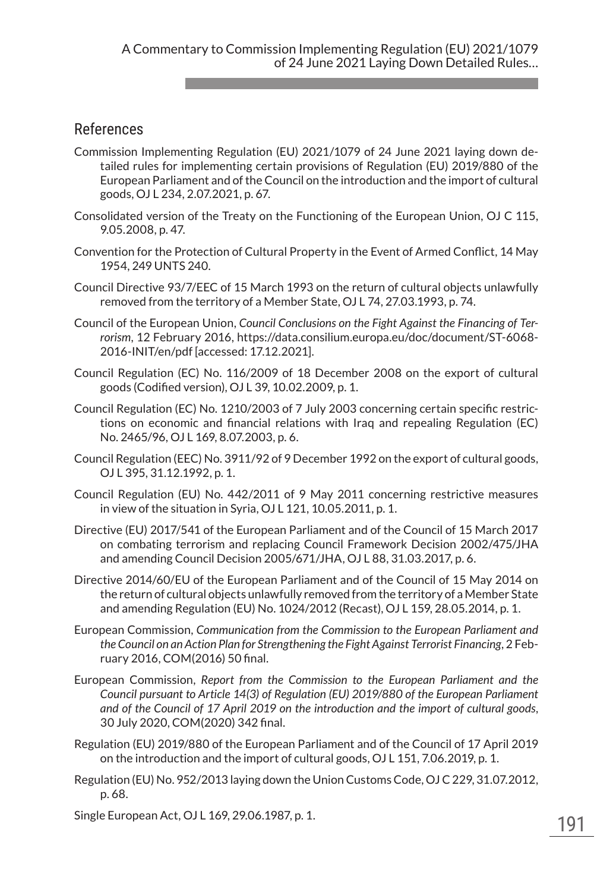## References

Commission Implementing Regulation (EU) 2021/1079 of 24 June 2021 laying down detailed rules for implementing certain provisions of Regulation (EU) 2019/880 of the European Parliament and of the Council on the introduction and the import of cultural goods, OJ L 234, 2.07.2021, p. 67.

Consolidated version of the Treaty on the Functioning of the European Union, OJ C 115, 9.05.2008, p. 47.

Convention for the Protection of Cultural Property in the Event of Armed Conflict, 14 May 1954, 249 UNTS 240.

Council Directive 93/7/EEC of 15 March 1993 on the return of cultural objects unlawfully removed from the territory of a Member State, OJ L 74, 27.03.1993, p. 74.

Council of the European Union, *Council Conclusions on the Fight Against the Financing of Terrorism*, 12 February 2016, https://data.consilium.europa.eu/doc/document/ST-6068-2016-INIT/en/pdf [accessed: 17.12.2021].

Council Regulation (EC) No. 116/2009 of 18 December 2008 on the export of cultural goods (Codified version), OJ L 39, 10.02.2009, p. 1.

Council Regulation (EC) No. 1210/2003 of 7 July 2003 concerning certain specific restrictions on economic and financial relations with Iraq and repealing Regulation (EC) No. 2465/96, OJ L 169, 8.07.2003, p. 6.

Council Regulation (EEC) No. 3911/92 of 9 December 1992 on the export of cultural goods, OJ L 395, 31.12.1992, p. 1.

Council Regulation (EU) No. 442/2011 of 9 May 2011 concerning restrictive measures in view of the situation in Syria, OJ L 121, 10.05.2011, p. 1.

Directive (EU) 2017/541 of the European Parliament and of the Council of 15 March 2017 on combating terrorism and replacing Council Framework Decision 2002/475/JHA and amending Council Decision 2005/671/JHA, OJ L 88, 31.03.2017, p. 6.

Directive 2014/60/EU of the European Parliament and of the Council of 15 May 2014 on the return of cultural objects unlawfully removed from the territory of a Member State and amending Regulation (EU) No. 1024/2012 (Recast), OJ L 159, 28.05.2014, p. 1.

European Commission, *Communication from the Commission to the European Parliament and the Council on an Action Plan for Strengthening the Fight Against Terrorist Financing*, 2 February 2016, COM(2016) 50 final.

European Commission, *Report from the Commission to the European Parliament and the Council pursuant to Article 14(3) of Regulation (EU) 2019/880 of the European Parliament and of the Council of 17 April 2019 on the introduction and the import of cultural goods*, 30 July 2020, COM(2020) 342 final.

Regulation (EU) 2019/880 of the European Parliament and of the Council of 17 April 2019 on the introduction and the import of cultural goods, OJ L 151, 7.06.2019, p. 1.

Regulation (EU) No. 952/2013 laying down the Union Customs Code, OJ C 229, 31.07.2012, p. 68.

Single European Act, OJ L 169, 29.06.1987, p. 1.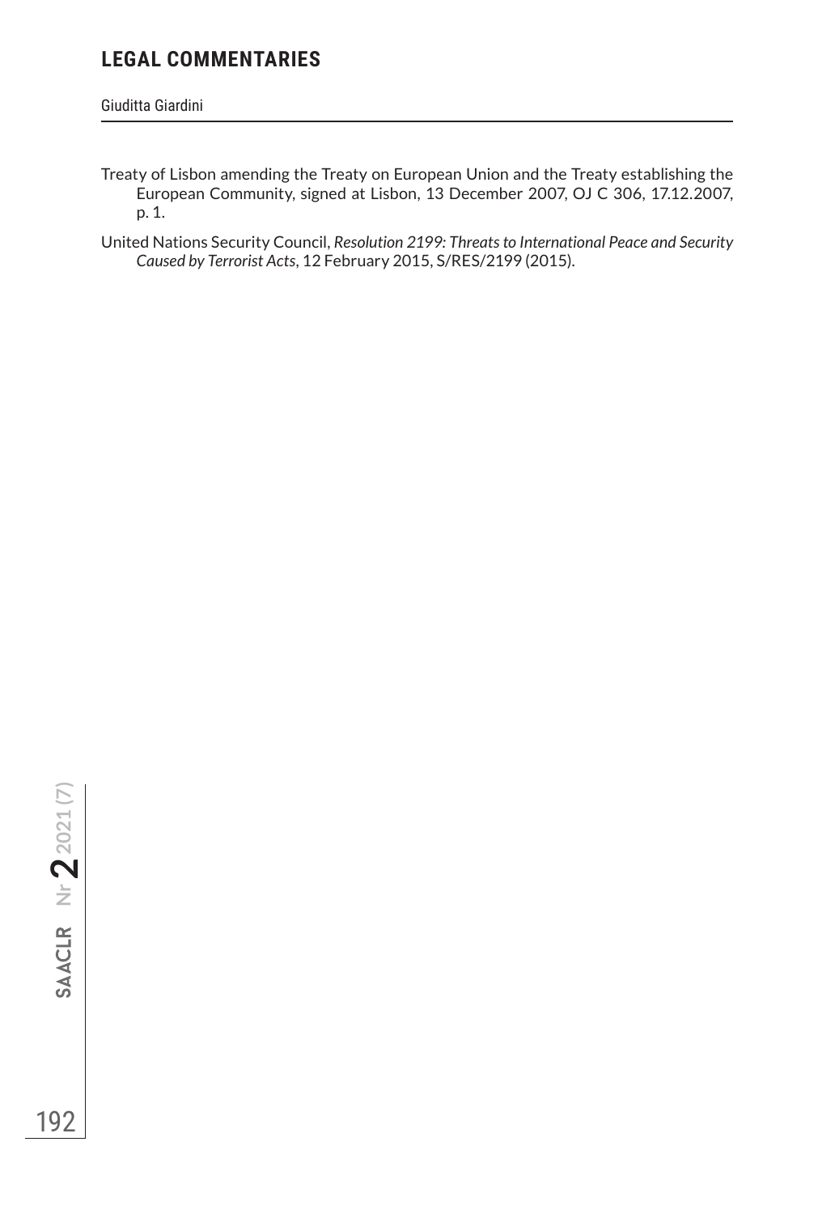Treaty of Lisbon amending the Treaty on European Union and the Treaty establishing the European Community, signed at Lisbon, 13 December 2007, OJ C 306, 17.12.2007, p. 1.

United Nations Security Council, *Resolution 2199: Threats to International Peace and Security Caused by Terrorist Acts*, 12 February 2015, S/RES/2199 (2015).